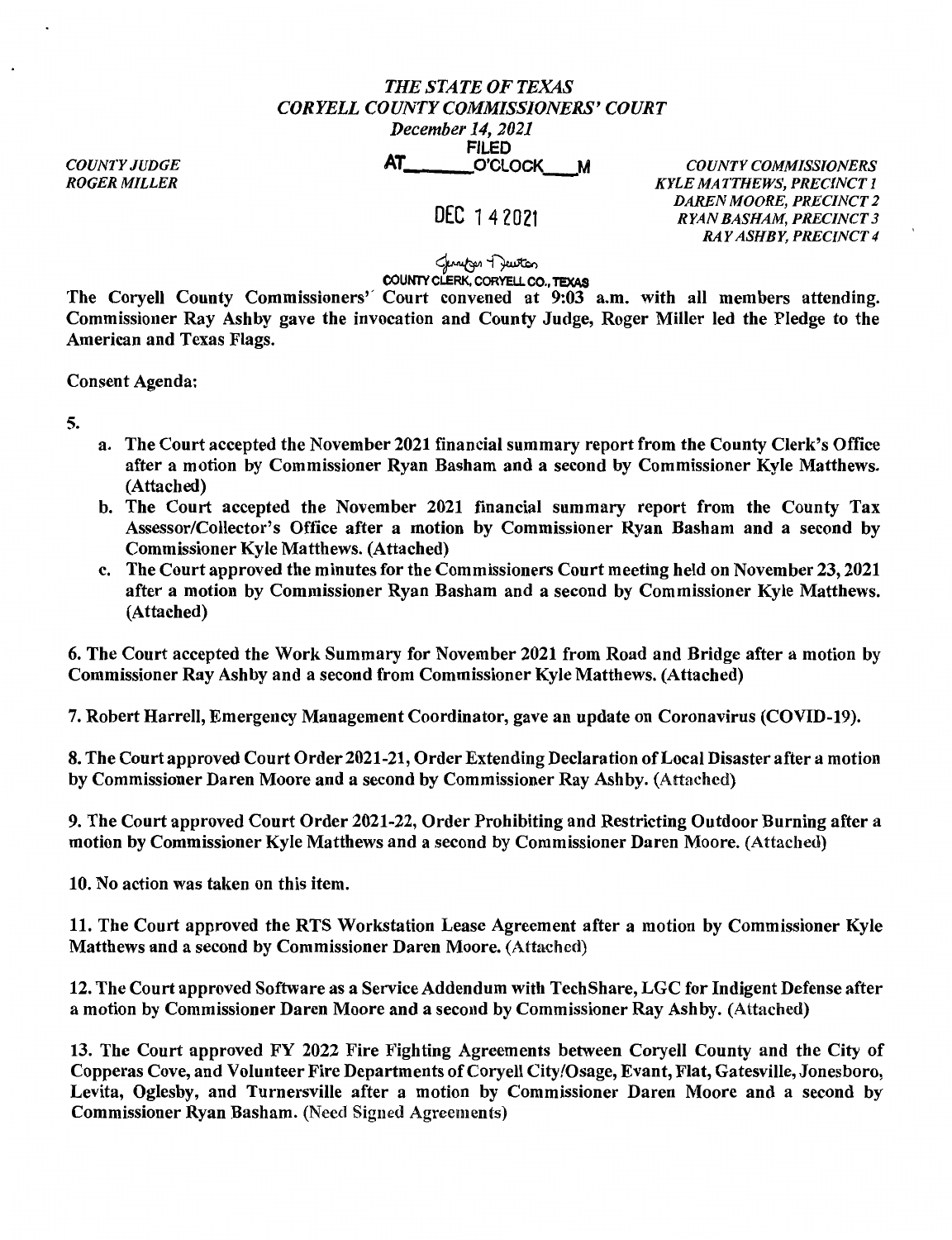# *THE STATE OF TEXAS*
## *CORYELL COUNTY COMMISSIONERS' COURT*
### *December 14, 2021*

*COUNTY JUDGE*
*ROGER MILLER*

FILED
AT_______O'CLOCK___M

DEC 14 2021

Jennifer Newton
COUNTY CLERK, CORYELL CO., TEXAS

*COUNTY COMMISSIONERS*
*KYLE MATTHEWS, PRECINCT 1*
*DAREN MOORE, PRECINCT 2*
*RYAN BASHAM, PRECINCT 3*
*RAY ASHBY, PRECINCT 4*

**The Coryell County Commissioners' Court convened at 9:03 a.m. with all members attending. Commissioner Ray Ashby gave the invocation and County Judge, Roger Miller led the Pledge to the American and Texas Flags.**

**Consent Agenda:**

**5.**

- **a. The Court accepted the November 2021 financial summary report from the County Clerk's Office after a motion by Commissioner Ryan Basham and a second by Commissioner Kyle Matthews. (Attached)**
- **b. The Court accepted the November 2021 financial summary report from the County Tax Assessor/Collector's Office after a motion by Commissioner Ryan Basham and a second by Commissioner Kyle Matthews. (Attached)**
- **c. The Court approved the minutes for the Commissioners Court meeting held on November 23, 2021 after a motion by Commissioner Ryan Basham and a second by Commissioner Kyle Matthews. (Attached)**

**6. The Court accepted the Work Summary for November 2021 from Road and Bridge after a motion by Commissioner Ray Ashby and a second from Commissioner Kyle Matthews. (Attached)**

**7. Robert Harrell, Emergency Management Coordinator, gave an update on Coronavirus (COVID-19).**

**8. The Court approved Court Order 2021-21, Order Extending Declaration of Local Disaster after a motion by Commissioner Daren Moore and a second by Commissioner Ray Ashby.** (Attached)

**9. The Court approved Court Order 2021-22, Order Prohibiting and Restricting Outdoor Burning after a motion by Commissioner Kyle Matthews and a second by Commissioner Daren Moore.** (Attached)

**10. No action was taken on this item.**

**11. The Court approved the RTS Workstation Lease Agreement after a motion by Commissioner Kyle Matthews and a second by Commissioner Daren Moore.** (Attached)

**12. The Court approved Software as a Service Addendum with TechShare, LGC for Indigent Defense after a motion by Commissioner Daren Moore and a second by Commissioner Ray Ashby.** (Attached)

**13. The Court approved FY 2022 Fire Fighting Agreements between Coryell County and the City of Copperas Cove, and Volunteer Fire Departments of Coryell City/Osage, Evant, Flat, Gatesville, Jonesboro, Levita, Oglesby, and Turnersville after a motion by Commissioner Daren Moore and a second by Commissioner Ryan Basham.** (Need Signed Agreements)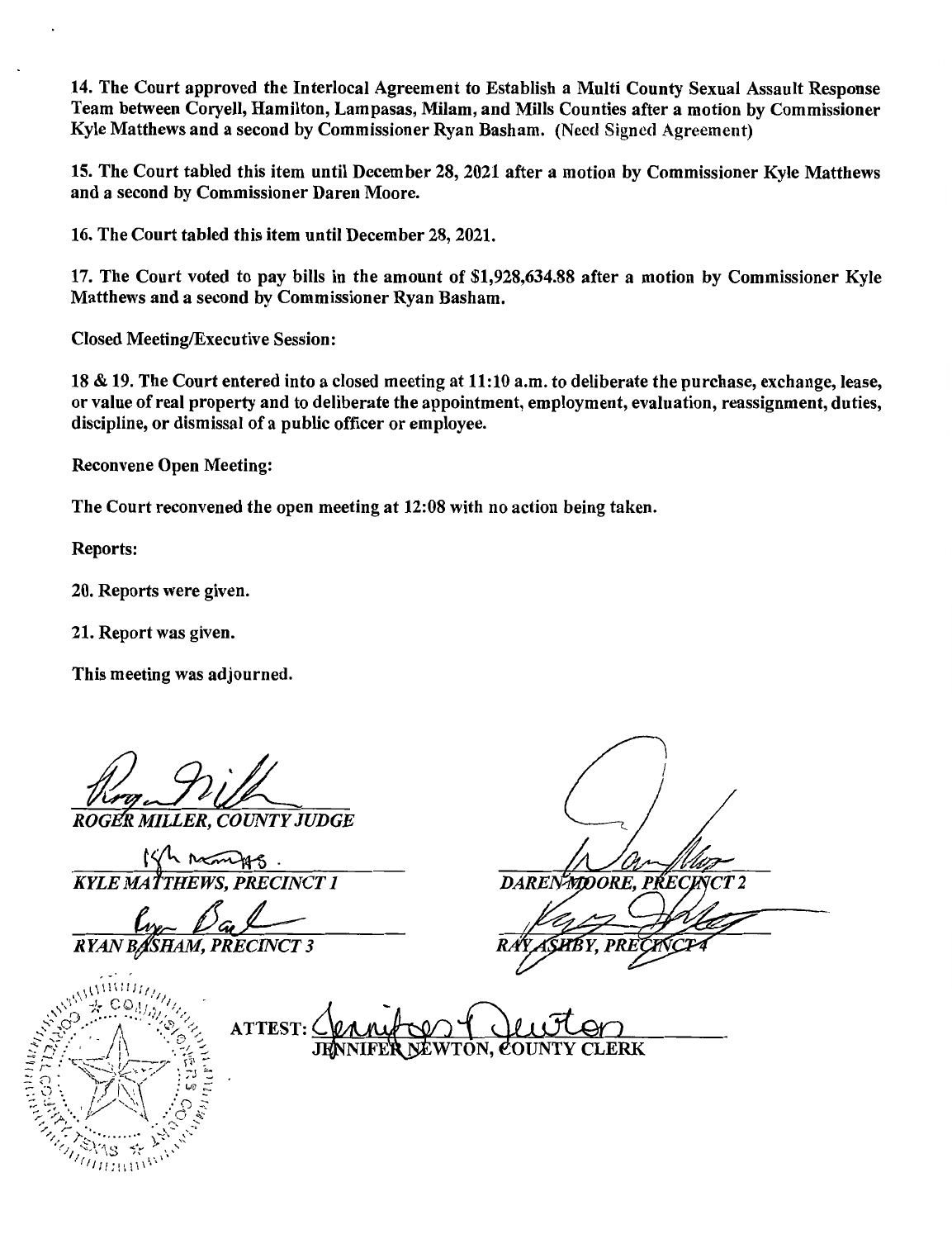**14. The Court approved the Interlocal Agreement to Establish a Multi County Sexual Assault Response Team between Coryell, Hamilton, Lampasas, Milam, and Mills Counties after a motion by Commissioner Kyle Matthews and a second by Commissioner Ryan Basham.** (Need Signed Agreement)

**15. The Court tabled this item until December 28, 2021 after a motion by Commissioner Kyle Matthews and a second by Commissioner Daren Moore.**

**16. The Court tabled this item until December 28, 2021.**

**17. The Court voted to pay bills in the amount of $1,928,634.88 after a motion by Commissioner Kyle Matthews and a second by Commissioner Ryan Basham.**

**Closed Meeting/Executive Session:**

**18 & 19. The Court entered into a closed meeting at 11:10 a.m. to deliberate the purchase, exchange, lease, or value of real property and to deliberate the appointment, employment, evaluation, reassignment, duties, discipline, or dismissal of a public officer or employee.**

**Reconvene Open Meeting:**

**The Court reconvened the open meeting at 12:08 with no action being taken.**

**Reports:**

**20. Reports were given.**

**21. Report was given.**

**This meeting was adjourned.**

*ROGER MILLER, COUNTY JUDGE*

*KYLE MATTHEWS, PRECINCT 1*

*DAREN MOORE, PRECINCT 2*

*RYAN BASHAM, PRECINCT 3*

*RAY ASHBY, PRECINCT 4*

**ATTEST: JENNIFER NEWTON, COUNTY CLERK**